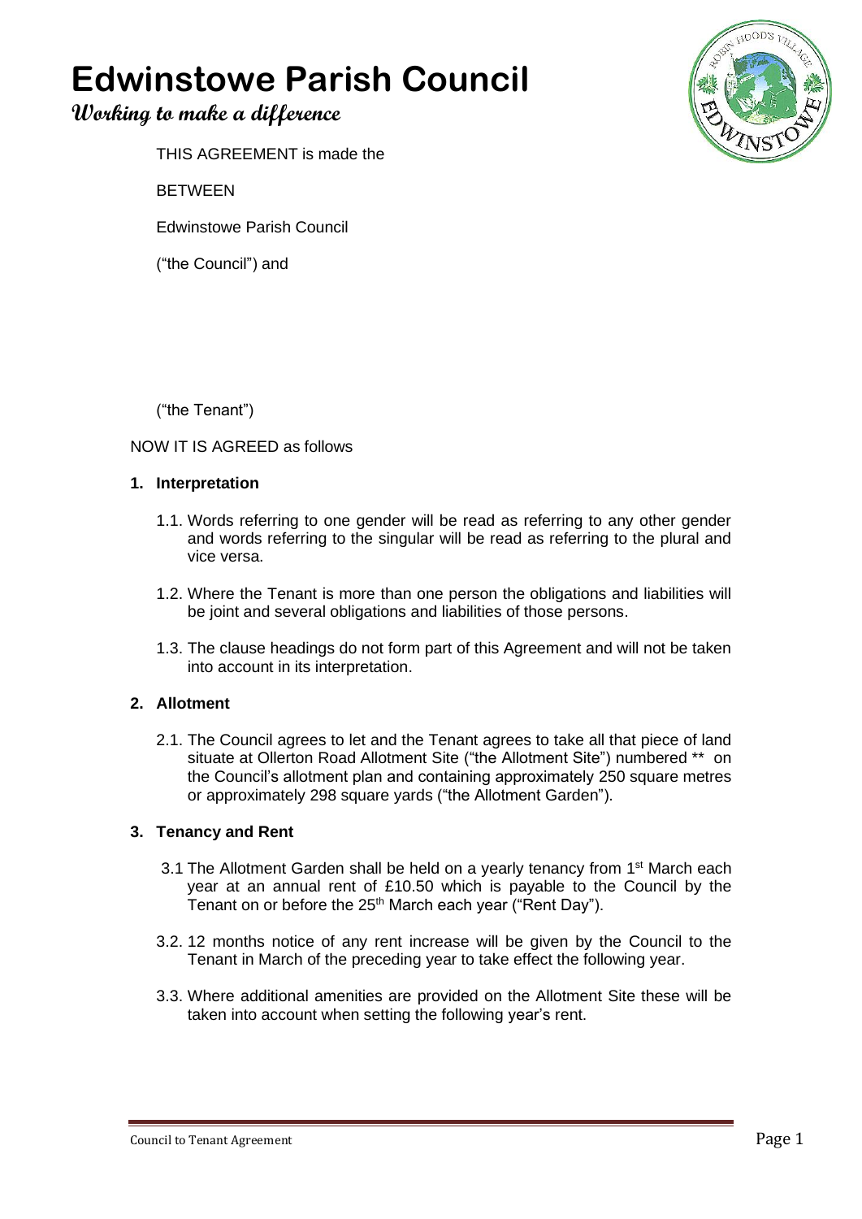# Edwinstowe Parish Council

**Working to make a difference**

THIS AGREEMENT is made the

BETWEEN

Edwinstowe Parish Council

("the Council") and

("the Tenant")

NOW IT IS AGREED as follows

1. **Interpretation**

   1.1. Words referring to one gender will be read as referring to any other gender and words referring to the singular will be read as referring to the plural and vice versa.

   1.2. Where the Tenant is more than one person the obligations and liabilities will be joint and several obligations and liabilities of those persons.

   1.3. The clause headings do not form part of this Agreement and will not be taken into account in its interpretation.

2. **Allotment**

   2.1. The Council agrees to let and the Tenant agrees to take all that piece of land situate at Ollerton Road Allotment Site ("the Allotment Site") numbered ** on the Council's allotment plan and containing approximately 250 square metres or approximately 298 square yards ("the Allotment Garden").

3. **Tenancy and Rent**

   3.1 The Allotment Garden shall be held on a yearly tenancy from 1st March each year at an annual rent of £10.50 which is payable to the Council by the Tenant on or before the 25th March each year ("Rent Day").

   3.2. 12 months notice of any rent increase will be given by the Council to the Tenant in March of the preceding year to take effect the following year.

   3.3. Where additional amenities are provided on the Allotment Site these will be taken into account when setting the following year's rent.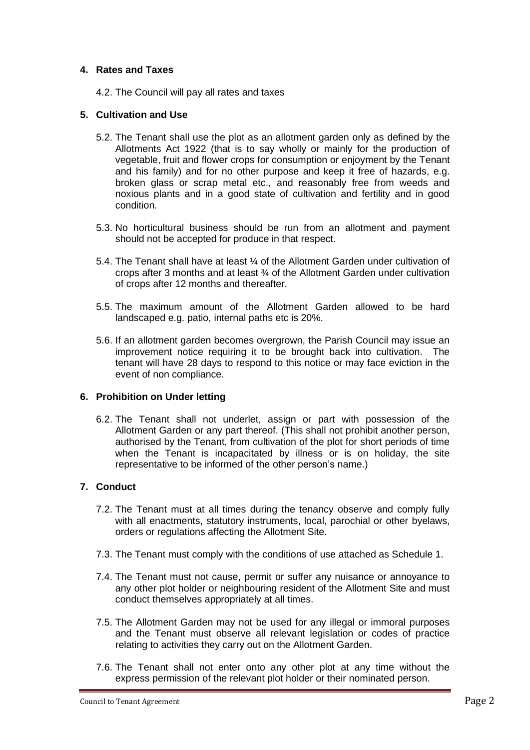## 4. Rates and Taxes

4.2. The Council will pay all rates and taxes

## 5. Cultivation and Use

5.2. The Tenant shall use the plot as an allotment garden only as defined by the Allotments Act 1922 (that is to say wholly or mainly for the production of vegetable, fruit and flower crops for consumption or enjoyment by the Tenant and his family) and for no other purpose and keep it free of hazards, e.g. broken glass or scrap metal etc., and reasonably free from weeds and noxious plants and in a good state of cultivation and fertility and in good condition.

5.3. No horticultural business should be run from an allotment and payment should not be accepted for produce in that respect.

5.4. The Tenant shall have at least ¼ of the Allotment Garden under cultivation of crops after 3 months and at least ¾ of the Allotment Garden under cultivation of crops after 12 months and thereafter.

5.5. The maximum amount of the Allotment Garden allowed to be hard landscaped e.g. patio, internal paths etc is 20%.

5.6. If an allotment garden becomes overgrown, the Parish Council may issue an improvement notice requiring it to be brought back into cultivation. The tenant will have 28 days to respond to this notice or may face eviction in the event of non compliance.

## 6. Prohibition on Under letting

6.2. The Tenant shall not underlet, assign or part with possession of the Allotment Garden or any part thereof. (This shall not prohibit another person, authorised by the Tenant, from cultivation of the plot for short periods of time when the Tenant is incapacitated by illness or is on holiday, the site representative to be informed of the other person's name.)

## 7. Conduct

7.2. The Tenant must at all times during the tenancy observe and comply fully with all enactments, statutory instruments, local, parochial or other byelaws, orders or regulations affecting the Allotment Site.

7.3. The Tenant must comply with the conditions of use attached as Schedule 1.

7.4. The Tenant must not cause, permit or suffer any nuisance or annoyance to any other plot holder or neighbouring resident of the Allotment Site and must conduct themselves appropriately at all times.

7.5. The Allotment Garden may not be used for any illegal or immoral purposes and the Tenant must observe all relevant legislation or codes of practice relating to activities they carry out on the Allotment Garden.

7.6. The Tenant shall not enter onto any other plot at any time without the express permission of the relevant plot holder or their nominated person.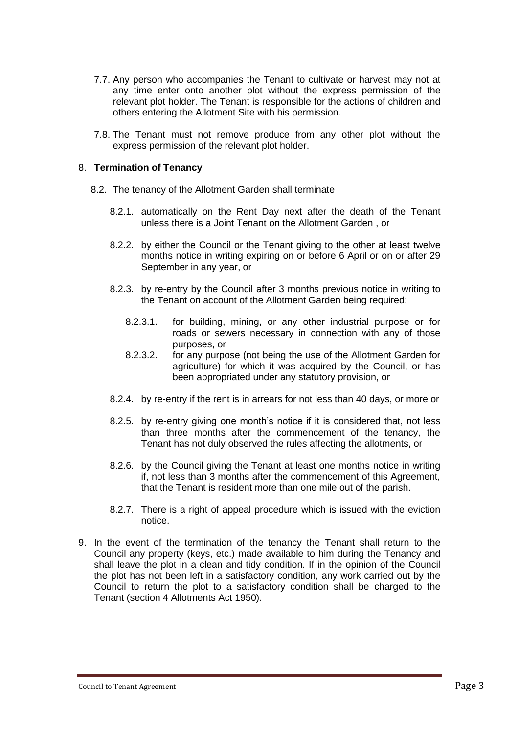7.7. Any person who accompanies the Tenant to cultivate or harvest may not at any time enter onto another plot without the express permission of the relevant plot holder. The Tenant is responsible for the actions of children and others entering the Allotment Site with his permission.

7.8. The Tenant must not remove produce from any other plot without the express permission of the relevant plot holder.

8. **Termination of Tenancy**

8.2. The tenancy of the Allotment Garden shall terminate

8.2.1. automatically on the Rent Day next after the death of the Tenant unless there is a Joint Tenant on the Allotment Garden , or

8.2.2. by either the Council or the Tenant giving to the other at least twelve months notice in writing expiring on or before 6 April or on or after 29 September in any year, or

8.2.3. by re-entry by the Council after 3 months previous notice in writing to the Tenant on account of the Allotment Garden being required:

8.2.3.1. for building, mining, or any other industrial purpose or for roads or sewers necessary in connection with any of those purposes, or

8.2.3.2. for any purpose (not being the use of the Allotment Garden for agriculture) for which it was acquired by the Council, or has been appropriated under any statutory provision, or

8.2.4. by re-entry if the rent is in arrears for not less than 40 days, or more or

8.2.5. by re-entry giving one month's notice if it is considered that, not less than three months after the commencement of the tenancy, the Tenant has not duly observed the rules affecting the allotments, or

8.2.6. by the Council giving the Tenant at least one months notice in writing if, not less than 3 months after the commencement of this Agreement, that the Tenant is resident more than one mile out of the parish.

8.2.7. There is a right of appeal procedure which is issued with the eviction notice.

9. In the event of the termination of the tenancy the Tenant shall return to the Council any property (keys, etc.) made available to him during the Tenancy and shall leave the plot in a clean and tidy condition. If in the opinion of the Council the plot has not been left in a satisfactory condition, any work carried out by the Council to return the plot to a satisfactory condition shall be charged to the Tenant (section 4 Allotments Act 1950).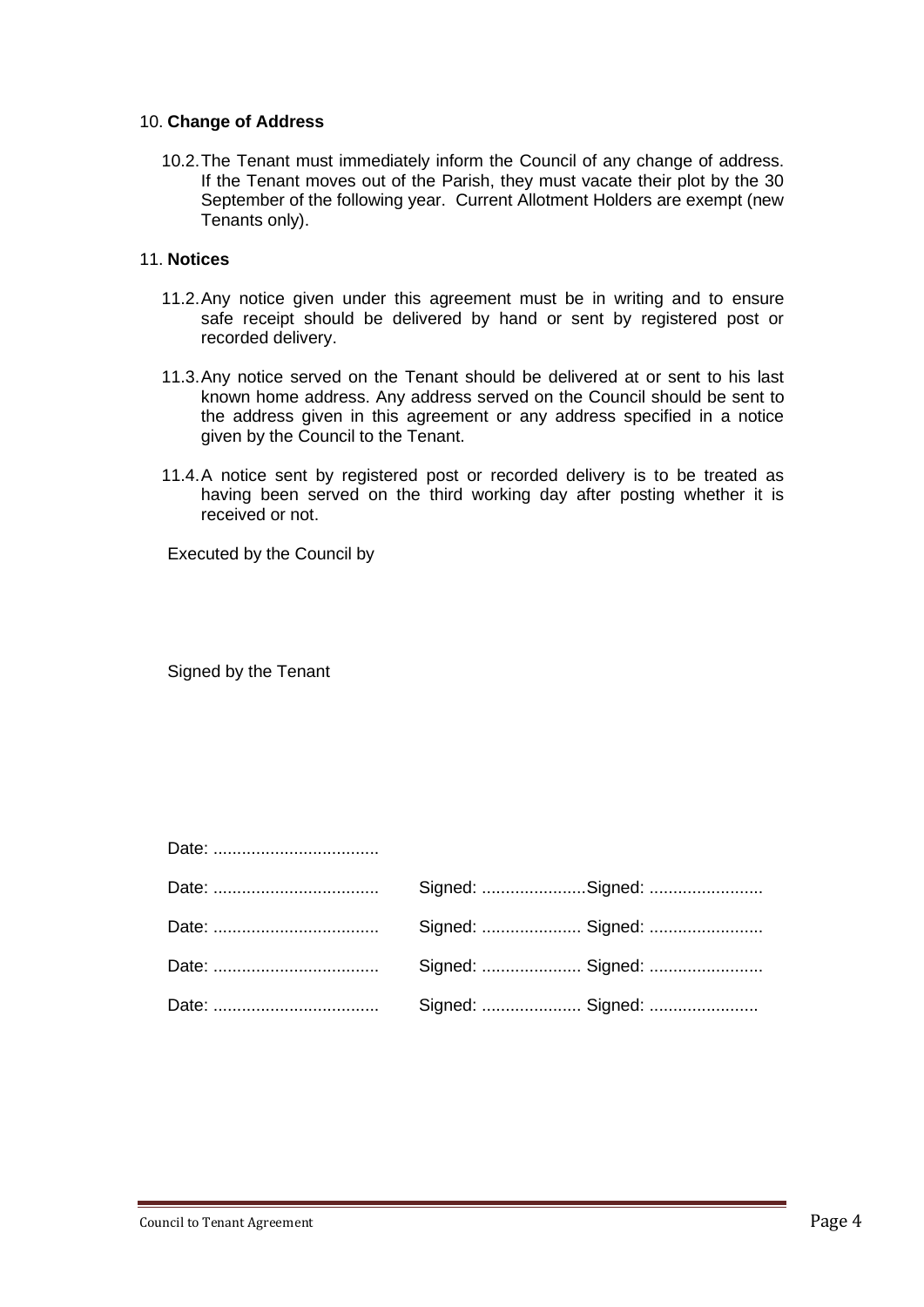10. **Change of Address**

10.2. The Tenant must immediately inform the Council of any change of address. If the Tenant moves out of the Parish, they must vacate their plot by the 30 September of the following year. Current Allotment Holders are exempt (new Tenants only).

11. **Notices**

11.2. Any notice given under this agreement must be in writing and to ensure safe receipt should be delivered by hand or sent by registered post or recorded delivery.

11.3. Any notice served on the Tenant should be delivered at or sent to his last known home address. Any address served on the Council should be sent to the address given in this agreement or any address specified in a notice given by the Council to the Tenant.

11.4. A notice sent by registered post or recorded delivery is to be treated as having been served on the third working day after posting whether it is received or not.

Executed by the Council by

Signed by the Tenant

Date: ...................................

Date: ................................... Signed: ......................Signed: ........................

Date: ................................... Signed: ..................... Signed: ........................

Date: ................................... Signed: ..................... Signed: ........................

Date: ................................... Signed: ..................... Signed: .......................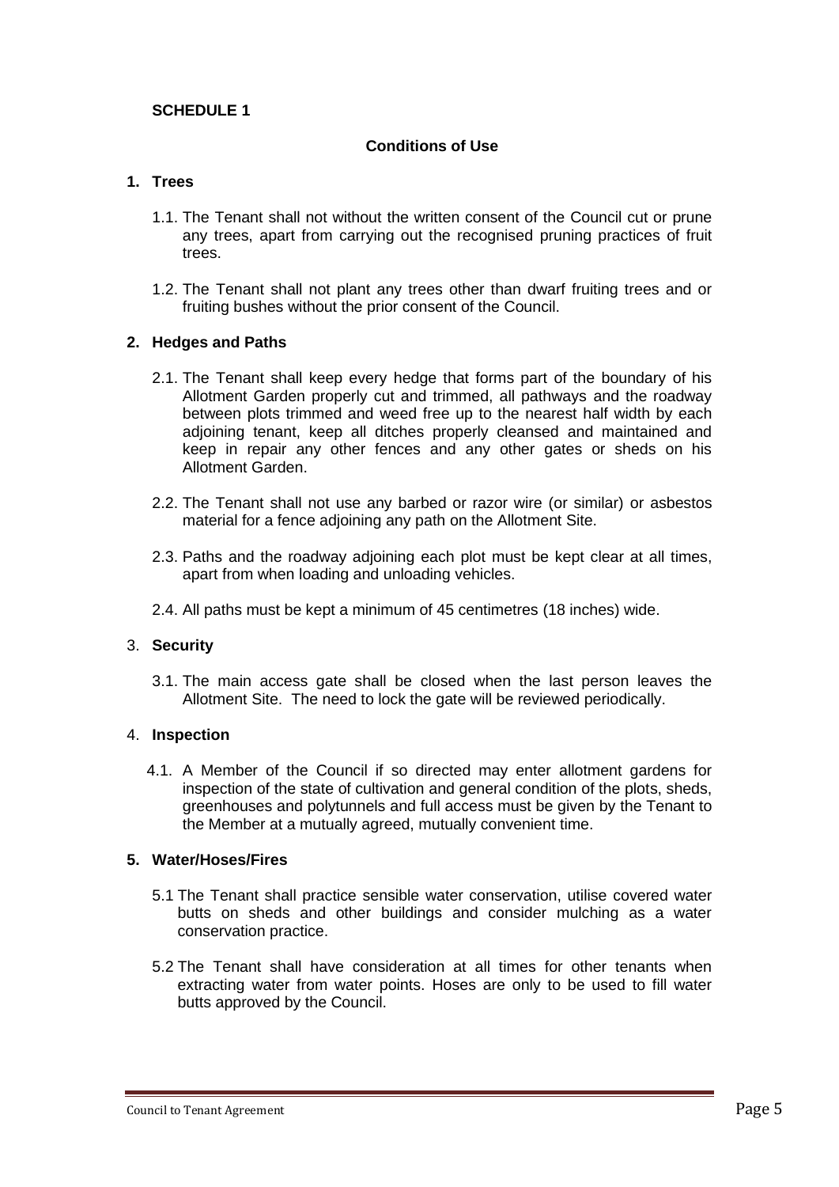**SCHEDULE 1**

**Conditions of Use**

**1. Trees**

1.1. The Tenant shall not without the written consent of the Council cut or prune any trees, apart from carrying out the recognised pruning practices of fruit trees.

1.2. The Tenant shall not plant any trees other than dwarf fruiting trees and or fruiting bushes without the prior consent of the Council.

**2. Hedges and Paths**

2.1. The Tenant shall keep every hedge that forms part of the boundary of his Allotment Garden properly cut and trimmed, all pathways and the roadway between plots trimmed and weed free up to the nearest half width by each adjoining tenant, keep all ditches properly cleansed and maintained and keep in repair any other fences and any other gates or sheds on his Allotment Garden.

2.2. The Tenant shall not use any barbed or razor wire (or similar) or asbestos material for a fence adjoining any path on the Allotment Site.

2.3. Paths and the roadway adjoining each plot must be kept clear at all times, apart from when loading and unloading vehicles.

2.4. All paths must be kept a minimum of 45 centimetres (18 inches) wide.

3. **Security**

3.1. The main access gate shall be closed when the last person leaves the Allotment Site. The need to lock the gate will be reviewed periodically.

4. **Inspection**

4.1. A Member of the Council if so directed may enter allotment gardens for inspection of the state of cultivation and general condition of the plots, sheds, greenhouses and polytunnels and full access must be given by the Tenant to the Member at a mutually agreed, mutually convenient time.

**5. Water/Hoses/Fires**

5.1 The Tenant shall practice sensible water conservation, utilise covered water butts on sheds and other buildings and consider mulching as a water conservation practice.

5.2 The Tenant shall have consideration at all times for other tenants when extracting water from water points. Hoses are only to be used to fill water butts approved by the Council.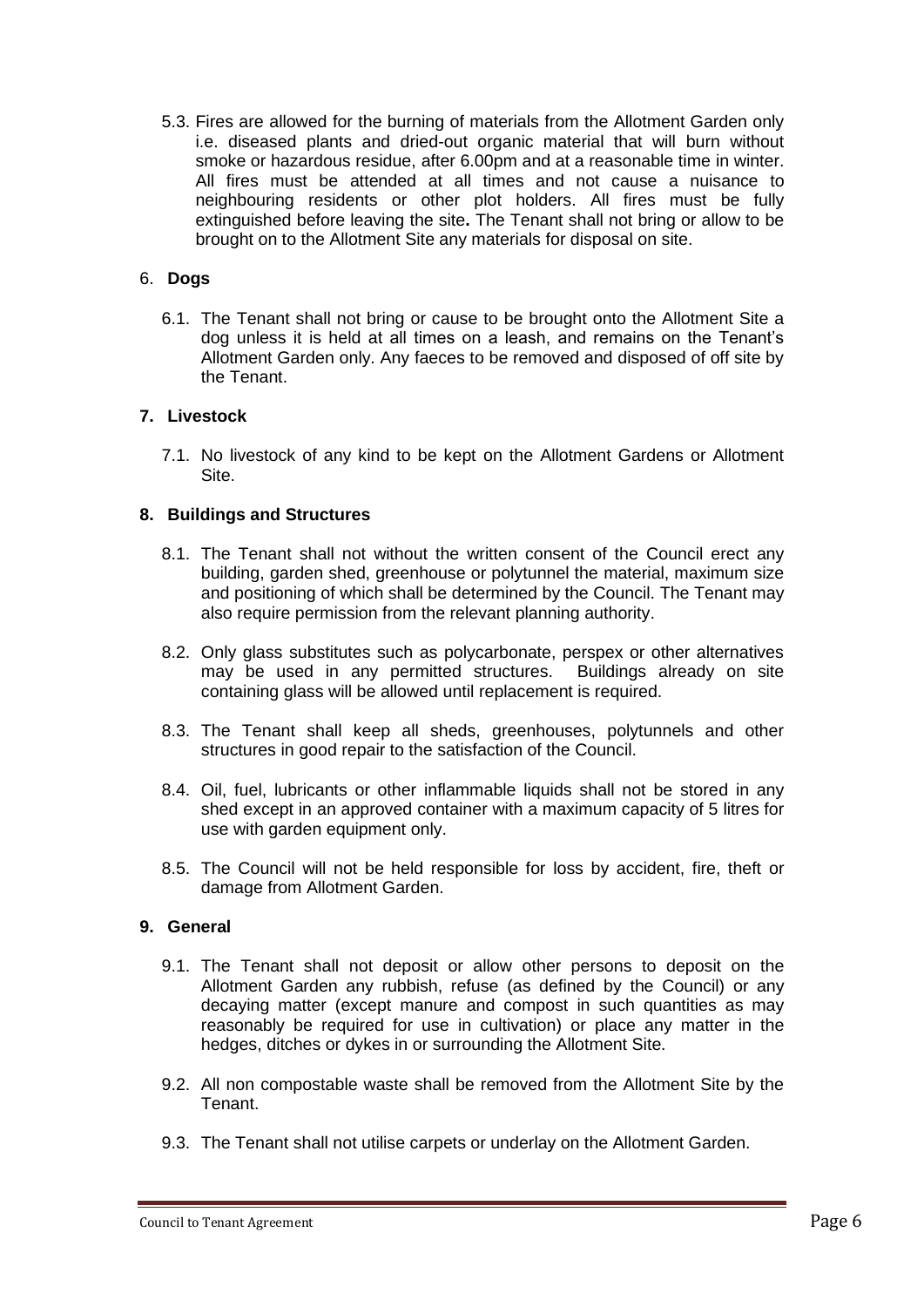5.3. Fires are allowed for the burning of materials from the Allotment Garden only i.e. diseased plants and dried-out organic material that will burn without smoke or hazardous residue, after 6.00pm and at a reasonable time in winter. All fires must be attended at all times and not cause a nuisance to neighbouring residents or other plot holders. All fires must be fully extinguished before leaving the site**.** The Tenant shall not bring or allow to be brought on to the Allotment Site any materials for disposal on site.

## 6. Dogs

6.1. The Tenant shall not bring or cause to be brought onto the Allotment Site a dog unless it is held at all times on a leash, and remains on the Tenant's Allotment Garden only. Any faeces to be removed and disposed of off site by the Tenant.

## 7. Livestock

7.1. No livestock of any kind to be kept on the Allotment Gardens or Allotment Site.

## 8. Buildings and Structures

8.1. The Tenant shall not without the written consent of the Council erect any building, garden shed, greenhouse or polytunnel the material, maximum size and positioning of which shall be determined by the Council. The Tenant may also require permission from the relevant planning authority.

8.2. Only glass substitutes such as polycarbonate, perspex or other alternatives may be used in any permitted structures. Buildings already on site containing glass will be allowed until replacement is required.

8.3. The Tenant shall keep all sheds, greenhouses, polytunnels and other structures in good repair to the satisfaction of the Council.

8.4. Oil, fuel, lubricants or other inflammable liquids shall not be stored in any shed except in an approved container with a maximum capacity of 5 litres for use with garden equipment only.

8.5. The Council will not be held responsible for loss by accident, fire, theft or damage from Allotment Garden.

## 9. General

9.1. The Tenant shall not deposit or allow other persons to deposit on the Allotment Garden any rubbish, refuse (as defined by the Council) or any decaying matter (except manure and compost in such quantities as may reasonably be required for use in cultivation) or place any matter in the hedges, ditches or dykes in or surrounding the Allotment Site.

9.2. All non compostable waste shall be removed from the Allotment Site by the Tenant.

9.3. The Tenant shall not utilise carpets or underlay on the Allotment Garden.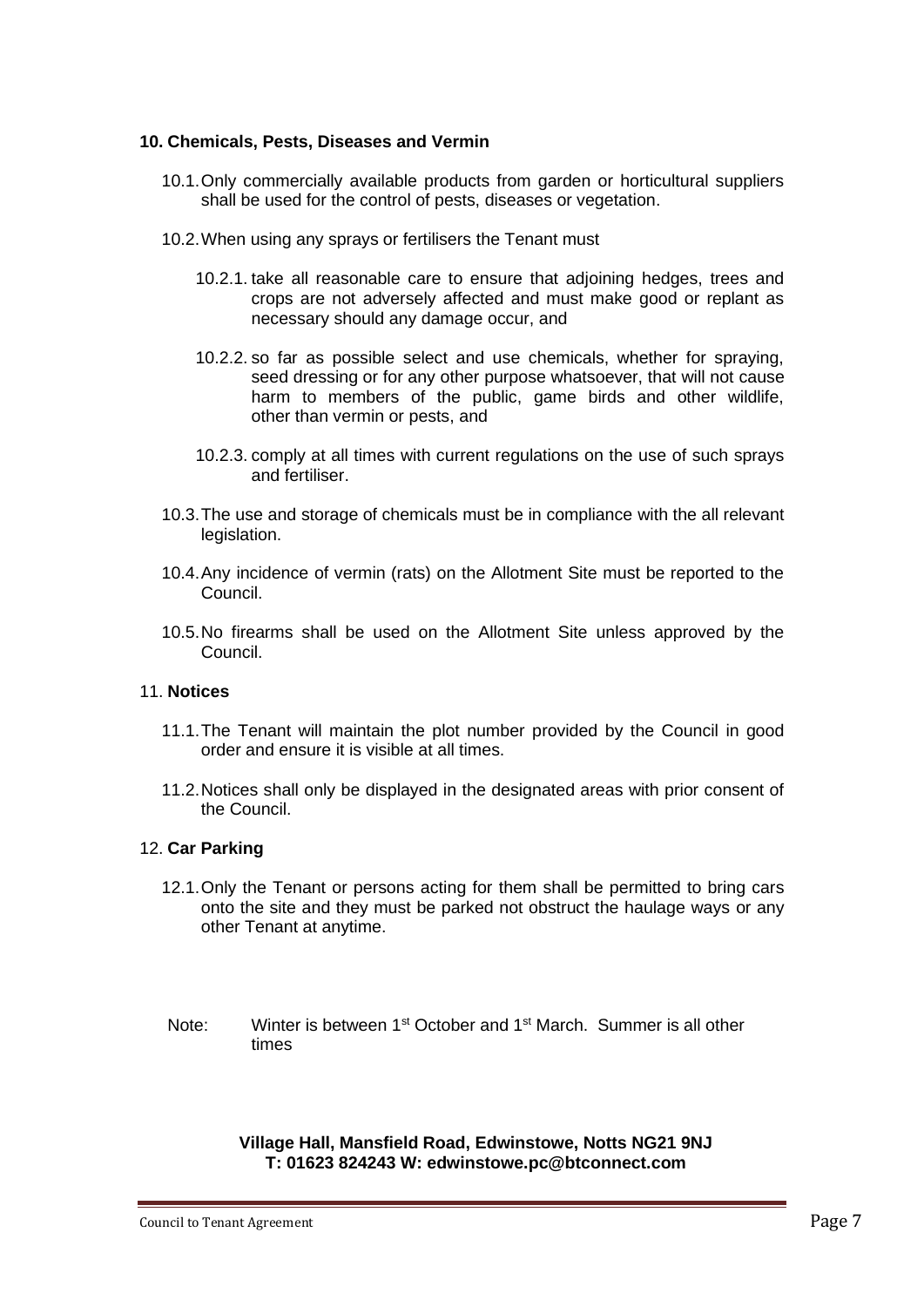## 10. Chemicals, Pests, Diseases and Vermin

10.1. Only commercially available products from garden or horticultural suppliers shall be used for the control of pests, diseases or vegetation.

10.2. When using any sprays or fertilisers the Tenant must

10.2.1. take all reasonable care to ensure that adjoining hedges, trees and crops are not adversely affected and must make good or replant as necessary should any damage occur, and

10.2.2. so far as possible select and use chemicals, whether for spraying, seed dressing or for any other purpose whatsoever, that will not cause harm to members of the public, game birds and other wildlife, other than vermin or pests, and

10.2.3. comply at all times with current regulations on the use of such sprays and fertiliser.

10.3. The use and storage of chemicals must be in compliance with the all relevant legislation.

10.4. Any incidence of vermin (rats) on the Allotment Site must be reported to the Council.

10.5. No firearms shall be used on the Allotment Site unless approved by the Council.

## 11. Notices

11.1. The Tenant will maintain the plot number provided by the Council in good order and ensure it is visible at all times.

11.2. Notices shall only be displayed in the designated areas with prior consent of the Council.

## 12. Car Parking

12.1. Only the Tenant or persons acting for them shall be permitted to bring cars onto the site and they must be parked not obstruct the haulage ways or any other Tenant at anytime.

Note: Winter is between 1st October and 1st March. Summer is all other times

**Village Hall, Mansfield Road, Edwinstowe, Notts NG21 9NJ**
**T: 01623 824243 W: edwinstowe.pc@btconnect.com**